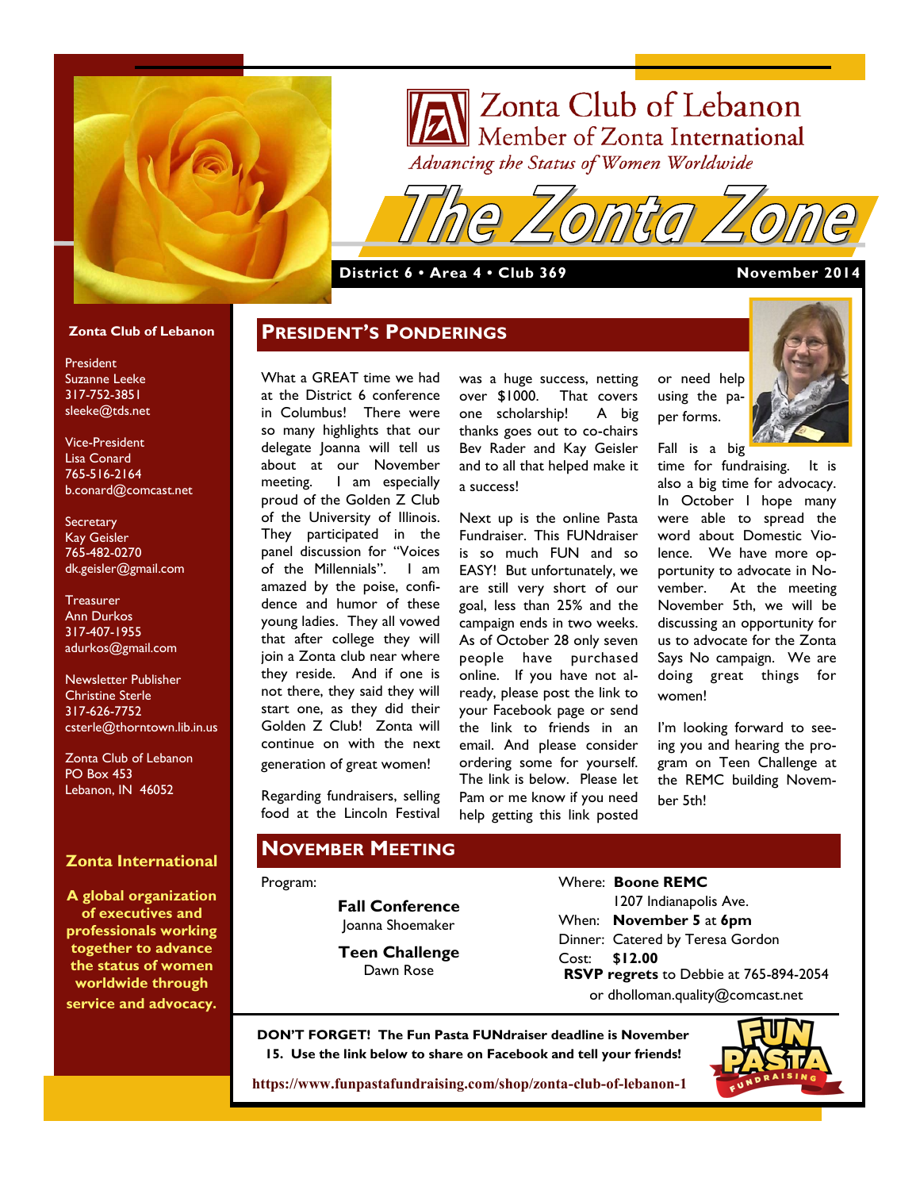# Zonta Club of Lebanon

Member of Zonta International

*Advancing the Status of Women Worldwide*

# The Zonta Zone

**District 6 • Area 4 • Club 369** **November 2014**

**Zonta Club of Lebanon**

President
Suzanne Leeke
317-752-3851
sleeke@tds.net

Vice-President
Lisa Conard
765-516-2164
b.conard@comcast.net

Secretary
Kay Geisler
765-482-0270
dk.geisler@gmail.com

Treasurer
Ann Durkos
317-407-1955
adurkos@gmail.com

Newsletter Publisher
Christine Sterle
317-626-7752
csterle@thorntown.lib.in.us

Zonta Club of Lebanon
PO Box 453
Lebanon, IN 46052

**Zonta International**

**A global organization of executives and professionals working together to advance the status of women worldwide through service and advocacy.**

## President's Ponderings

What a GREAT time we had at the District 6 conference in Columbus! There were so many highlights that our delegate Joanna will tell us about at our November meeting. I am especially proud of the Golden Z Club of the University of Illinois. They participated in the panel discussion for "Voices of the Millennials". I am amazed by the poise, confidence and humor of these young ladies. They all vowed that after college they will join a Zonta club near where they reside. And if one is not there, they said they will start one, as they did their Golden Z Club! Zonta will continue on with the next generation of great women!

Regarding fundraisers, selling food at the Lincoln Festival was a huge success, netting over $1000. That covers one scholarship! A big thanks goes out to co-chairs Bev Rader and Kay Geisler and to all that helped make it a success!

Next up is the online Pasta Fundraiser. This FUNdraiser is so much FUN and so EASY! But unfortunately, we are still very short of our goal, less than 25% and the campaign ends in two weeks. As of October 28 only seven people have purchased online. If you have not already, please post the link to your Facebook page or send the link to friends in an email. And please consider ordering some for yourself. The link is below. Please let Pam or me know if you need help getting this link posted or need help using the paper forms.

Fall is a big time for fundraising. It is also a big time for advocacy. In October I hope many were able to spread the word about Domestic Violence. We have more opportunity to advocate in November. At the meeting November 5th, we will be discussing an opportunity for us to advocate for the Zonta Says No campaign. We are doing great things for women!

I'm looking forward to seeing you and hearing the program on Teen Challenge at the REMC building November 5th!

## November Meeting

Program:

**Fall Conference**
Joanna Shoemaker

**Teen Challenge**
Dawn Rose

Where: **Boone REMC**
1207 Indianapolis Ave.
When: **November 5** at **6pm**
Dinner: Catered by Teresa Gordon
Cost: **$12.00**
**RSVP regrets** to Debbie at 765-894-2054 or dholloman.quality@comcast.net

**DON'T FORGET! The Fun Pasta FUNdraiser deadline is November 15. Use the link below to share on Facebook and tell your friends!**

**https://www.funpastafundraising.com/shop/zonta-club-of-lebanon-1**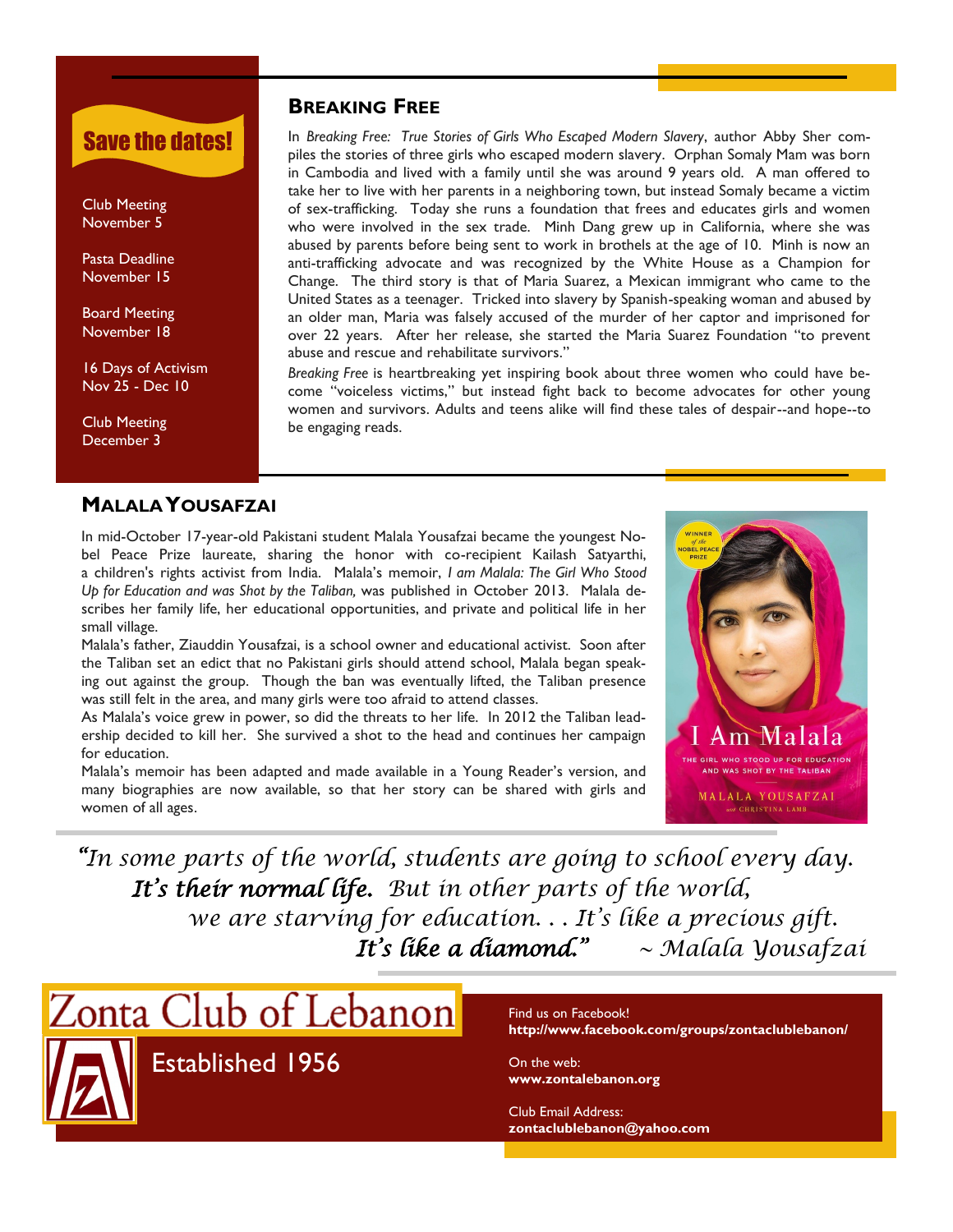## Save the dates!

Club Meeting
November 5

Pasta Deadline
November 15

Board Meeting
November 18

16 Days of Activism
Nov 25 - Dec 10

Club Meeting
December 3

## Breaking Free

In *Breaking Free: True Stories of Girls Who Escaped Modern Slavery*, author Abby Sher compiles the stories of three girls who escaped modern slavery. Orphan Somaly Mam was born in Cambodia and lived with a family until she was around 9 years old. A man offered to take her to live with her parents in a neighboring town, but instead Somaly became a victim of sex-trafficking. Today she runs a foundation that frees and educates girls and women who were involved in the sex trade. Minh Dang grew up in California, where she was abused by parents before being sent to work in brothels at the age of 10. Minh is now an anti-trafficking advocate and was recognized by the White House as a Champion for Change. The third story is that of Maria Suarez, a Mexican immigrant who came to the United States as a teenager. Tricked into slavery by Spanish-speaking woman and abused by an older man, Maria was falsely accused of the murder of her captor and imprisoned for over 22 years. After her release, she started the Maria Suarez Foundation "to prevent abuse and rescue and rehabilitate survivors."

*Breaking Free* is heartbreaking yet inspiring book about three women who could have become "voiceless victims," but instead fight back to become advocates for other young women and survivors. Adults and teens alike will find these tales of despair--and hope--to be engaging reads.

## Malala Yousafzai

In mid-October 17-year-old Pakistani student Malala Yousafzai became the youngest Nobel Peace Prize laureate, sharing the honor with co-recipient Kailash Satyarthi, a children's rights activist from India. Malala's memoir, *I am Malala: The Girl Who Stood Up for Education and was Shot by the Taliban,* was published in October 2013. Malala describes her family life, her educational opportunities, and private and political life in her small village.

Malala's father, Ziauddin Yousafzai, is a school owner and educational activist. Soon after the Taliban set an edict that no Pakistani girls should attend school, Malala began speaking out against the group. Though the ban was eventually lifted, the Taliban presence was still felt in the area, and many girls were too afraid to attend classes.

As Malala's voice grew in power, so did the threats to her life. In 2012 the Taliban leadership decided to kill her. She survived a shot to the head and continues her campaign for education.

Malala's memoir has been adapted and made available in a Young Reader's version, and many biographies are now available, so that her story can be shared with girls and women of all ages.

*"In some parts of the world, students are going to school every day. **It's their normal life.** But in other parts of the world, we are starving for education. . . It's like a precious gift. **It's like a diamond."*** ~ *Malala Yousafzai*

# Zonta Club of Lebanon

Established 1956

Find us on Facebook!
**http://www.facebook.com/groups/zontaclublebanon/**

On the web:
**www.zontalebanon.org**

Club Email Address:
**zontaclublebanon@yahoo.com**